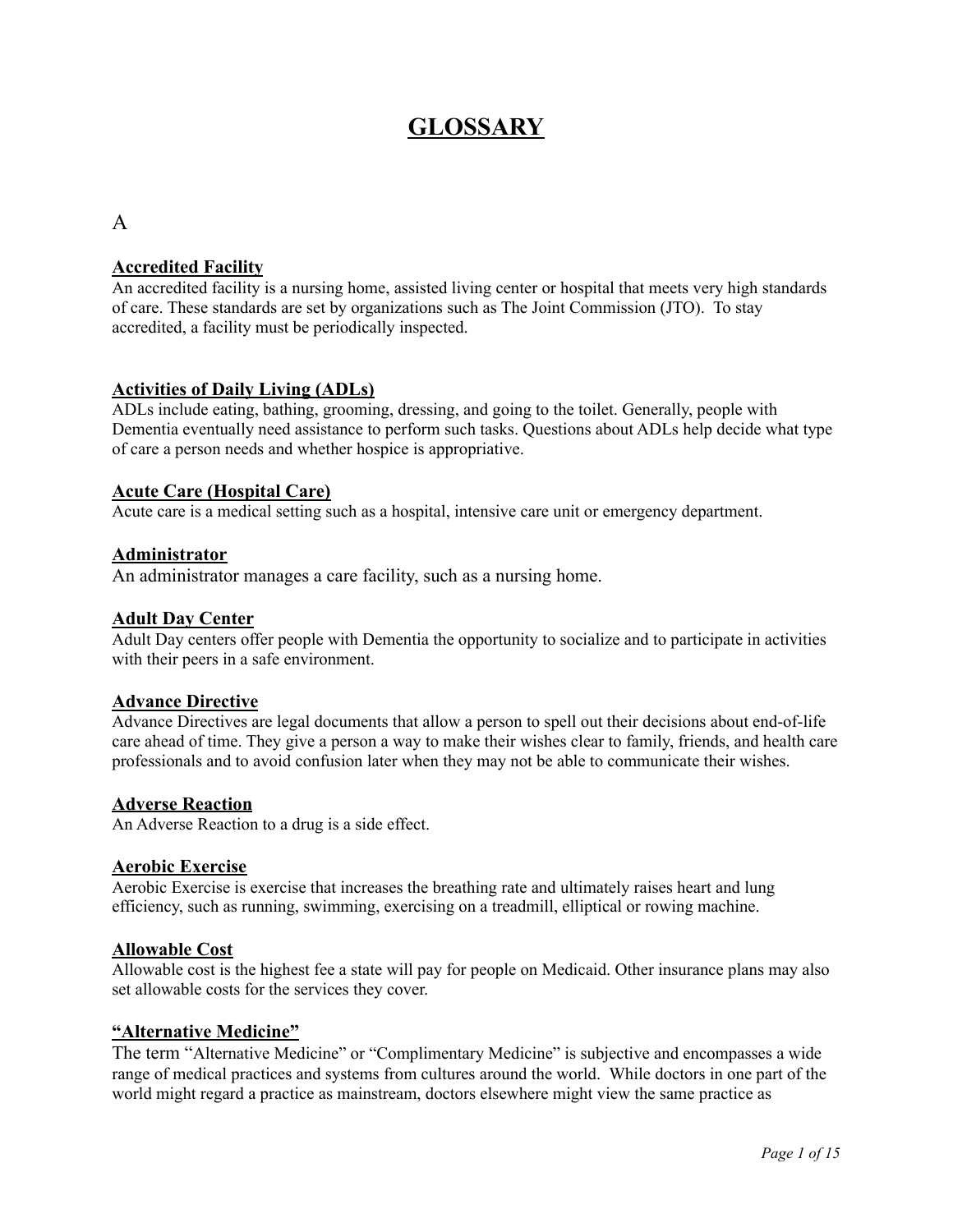# GLOSSARY

## A

### Accredited Facility

An accredited facility is a nursing home, assisted living center or hospital that meets very high standards of care. These standards are set by organizations such as The Joint Commission (JTO). To stay accredited, a facility must be periodically inspected.

### Activities of Daily Living (ADLs)

ADLs include eating, bathing, grooming, dressing, and going to the toilet. Generally, people with Dementia eventually need assistance to perform such tasks. Questions about ADLs help decide what type of care a person needs and whether hospice is appropriative.

### Acute Care (Hospital Care)

Acute care is a medical setting such as a hospital, intensive care unit or emergency department.

### Administrator

An administrator manages a care facility, such as a nursing home.

### Adult Day Center

Adult Day centers offer people with Dementia the opportunity to socialize and to participate in activities with their peers in a safe environment.

### Advance Directive

Advance Directives are legal documents that allow a person to spell out their decisions about end-of-life care ahead of time. They give a person a way to make their wishes clear to family, friends, and health care professionals and to avoid confusion later when they may not be able to communicate their wishes.

### Adverse Reaction

An Adverse Reaction to a drug is a side effect.

### Aerobic Exercise

Aerobic Exercise is exercise that increases the breathing rate and ultimately raises heart and lung efficiency, such as running, swimming, exercising on a treadmill, elliptical or rowing machine.

### Allowable Cost

Allowable cost is the highest fee a state will pay for people on Medicaid. Other insurance plans may also set allowable costs for the services they cover.

### "Alternative Medicine"

The term "Alternative Medicine" or "Complimentary Medicine" is subjective and encompasses a wide range of medical practices and systems from cultures around the world. While doctors in one part of the world might regard a practice as mainstream, doctors elsewhere might view the same practice as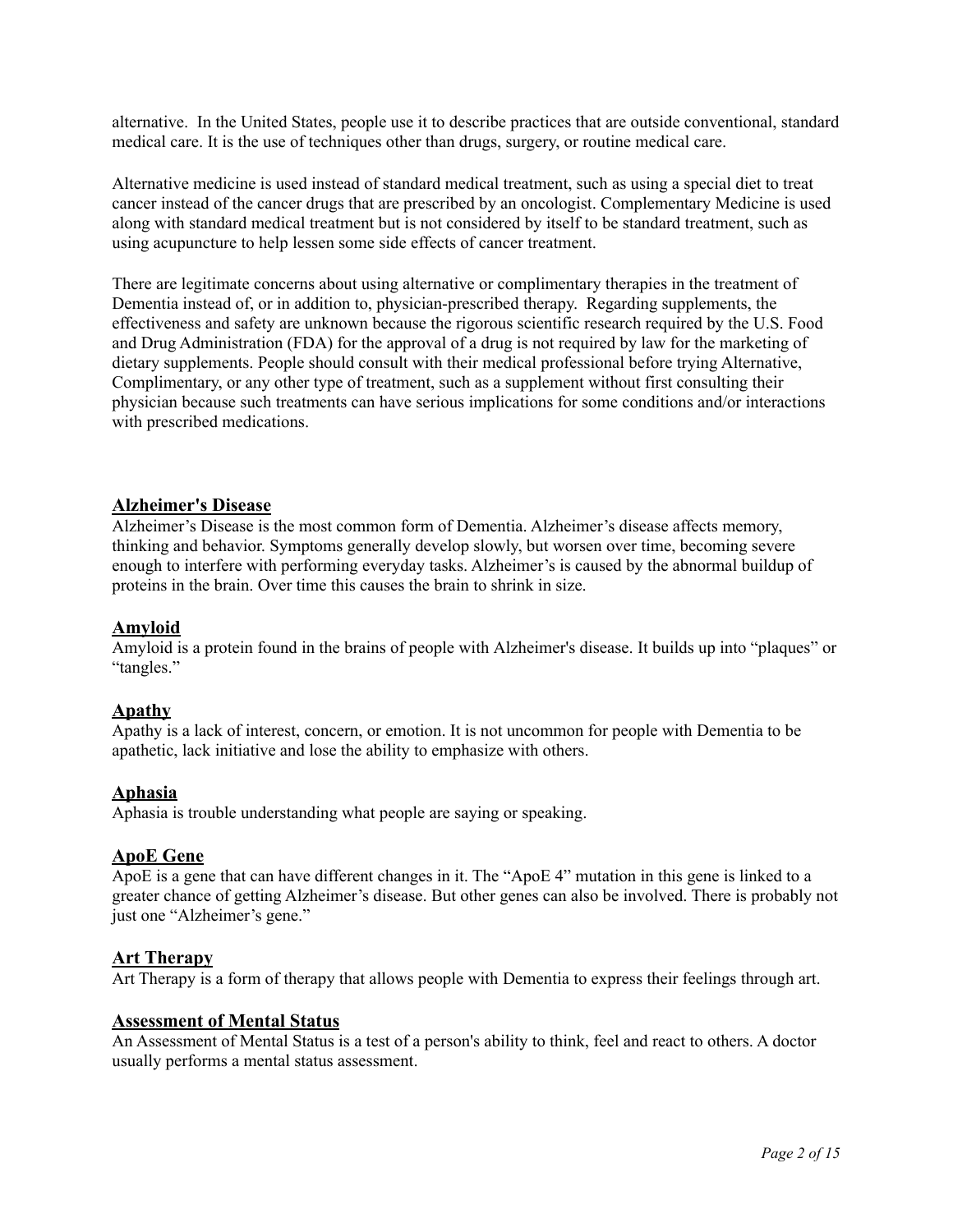alternative. In the United States, people use it to describe practices that are outside conventional, standard medical care. It is the use of techniques other than drugs, surgery, or routine medical care.

Alternative medicine is used instead of standard medical treatment, such as using a special diet to treat cancer instead of the cancer drugs that are prescribed by an oncologist. Complementary Medicine is used along with standard medical treatment but is not considered by itself to be standard treatment, such as using acupuncture to help lessen some side effects of cancer treatment.

There are legitimate concerns about using alternative or complimentary therapies in the treatment of Dementia instead of, or in addition to, physician-prescribed therapy. Regarding supplements, the effectiveness and safety are unknown because the rigorous scientific research required by the U.S. Food and Drug Administration (FDA) for the approval of a drug is not required by law for the marketing of dietary supplements. People should consult with their medical professional before trying Alternative, Complimentary, or any other type of treatment, such as a supplement without first consulting their physician because such treatments can have serious implications for some conditions and/or interactions with prescribed medications.

## Alzheimer's Disease

Alzheimer's Disease is the most common form of Dementia. Alzheimer's disease affects memory, thinking and behavior. Symptoms generally develop slowly, but worsen over time, becoming severe enough to interfere with performing everyday tasks. Alzheimer's is caused by the abnormal buildup of proteins in the brain. Over time this causes the brain to shrink in size.

## Amyloid

Amyloid is a protein found in the brains of people with Alzheimer's disease. It builds up into "plaques" or "tangles."

## Apathy

Apathy is a lack of interest, concern, or emotion. It is not uncommon for people with Dementia to be apathetic, lack initiative and lose the ability to emphasize with others.

## Aphasia

Aphasia is trouble understanding what people are saying or speaking.

## ApoE Gene

ApoE is a gene that can have different changes in it. The "ApoE 4" mutation in this gene is linked to a greater chance of getting Alzheimer's disease. But other genes can also be involved. There is probably not just one "Alzheimer's gene."

## Art Therapy

Art Therapy is a form of therapy that allows people with Dementia to express their feelings through art.

## Assessment of Mental Status

An Assessment of Mental Status is a test of a person's ability to think, feel and react to others. A doctor usually performs a mental status assessment.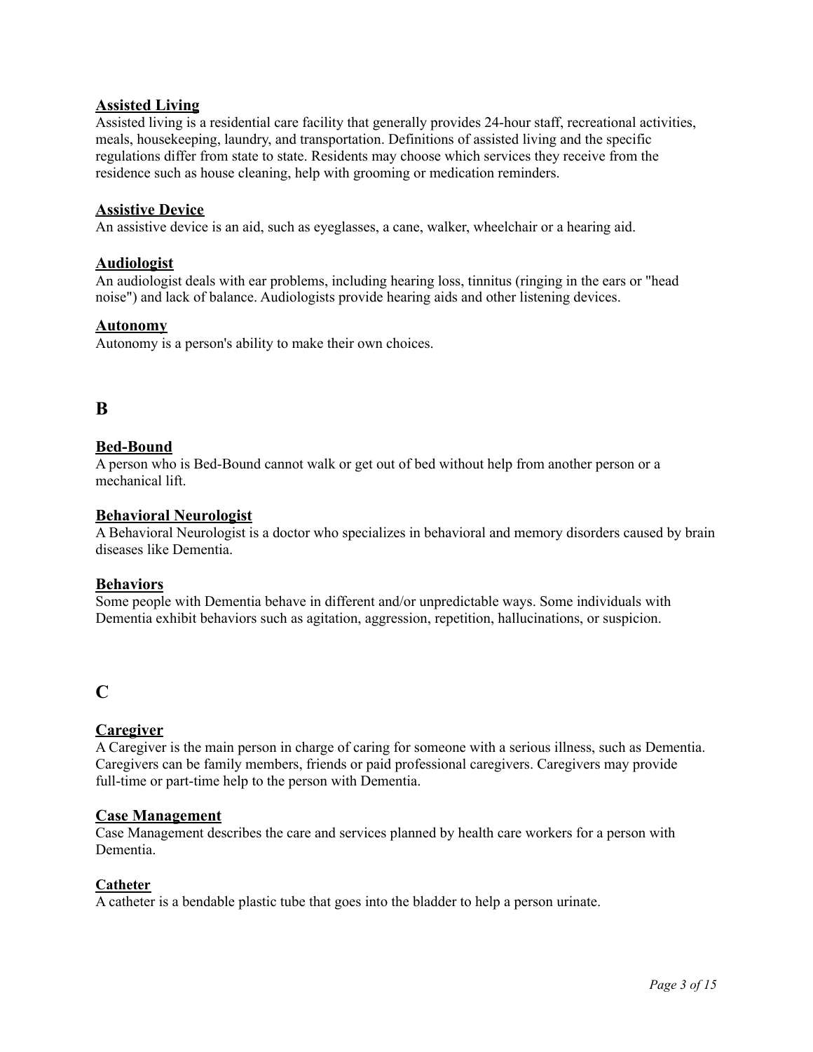### Assisted Living

Assisted living is a residential care facility that generally provides 24-hour staff, recreational activities, meals, housekeeping, laundry, and transportation. Definitions of assisted living and the specific regulations differ from state to state. Residents may choose which services they receive from the residence such as house cleaning, help with grooming or medication reminders.

### Assistive Device

An assistive device is an aid, such as eyeglasses, a cane, walker, wheelchair or a hearing aid.

### Audiologist

An audiologist deals with ear problems, including hearing loss, tinnitus (ringing in the ears or "head noise") and lack of balance. Audiologists provide hearing aids and other listening devices.

### Autonomy

Autonomy is a person's ability to make their own choices.

## B

### Bed-Bound

A person who is Bed-Bound cannot walk or get out of bed without help from another person or a mechanical lift.

### Behavioral Neurologist

A Behavioral Neurologist is a doctor who specializes in behavioral and memory disorders caused by brain diseases like Dementia.

### Behaviors

Some people with Dementia behave in different and/or unpredictable ways. Some individuals with Dementia exhibit behaviors such as agitation, aggression, repetition, hallucinations, or suspicion.

## C

### Caregiver

A Caregiver is the main person in charge of caring for someone with a serious illness, such as Dementia. Caregivers can be family members, friends or paid professional caregivers. Caregivers may provide full-time or part-time help to the person with Dementia.

### Case Management

Case Management describes the care and services planned by health care workers for a person with Dementia.

### Catheter

A catheter is a bendable plastic tube that goes into the bladder to help a person urinate.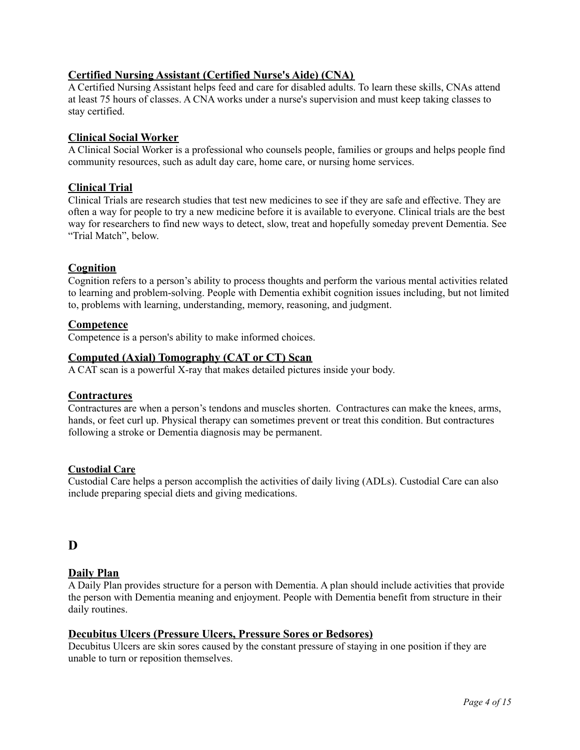### Certified Nursing Assistant (Certified Nurse's Aide) (CNA)

A Certified Nursing Assistant helps feed and care for disabled adults. To learn these skills, CNAs attend at least 75 hours of classes. A CNA works under a nurse's supervision and must keep taking classes to stay certified.

### Clinical Social Worker

A Clinical Social Worker is a professional who counsels people, families or groups and helps people find community resources, such as adult day care, home care, or nursing home services.

### Clinical Trial

Clinical Trials are research studies that test new medicines to see if they are safe and effective. They are often a way for people to try a new medicine before it is available to everyone. Clinical trials are the best way for researchers to find new ways to detect, slow, treat and hopefully someday prevent Dementia. See "Trial Match", below.

### Cognition

Cognition refers to a person's ability to process thoughts and perform the various mental activities related to learning and problem-solving. People with Dementia exhibit cognition issues including, but not limited to, problems with learning, understanding, memory, reasoning, and judgment.

### Competence

Competence is a person's ability to make informed choices.

### Computed (Axial) Tomography (CAT or CT) Scan

A CAT scan is a powerful X-ray that makes detailed pictures inside your body.

### Contractures

Contractures are when a person's tendons and muscles shorten. Contractures can make the knees, arms, hands, or feet curl up. Physical therapy can sometimes prevent or treat this condition. But contractures following a stroke or Dementia diagnosis may be permanent.

### Custodial Care

Custodial Care helps a person accomplish the activities of daily living (ADLs). Custodial Care can also include preparing special diets and giving medications.

## D

### Daily Plan

A Daily Plan provides structure for a person with Dementia. A plan should include activities that provide the person with Dementia meaning and enjoyment. People with Dementia benefit from structure in their daily routines.

### Decubitus Ulcers (Pressure Ulcers, Pressure Sores or Bedsores)

Decubitus Ulcers are skin sores caused by the constant pressure of staying in one position if they are unable to turn or reposition themselves.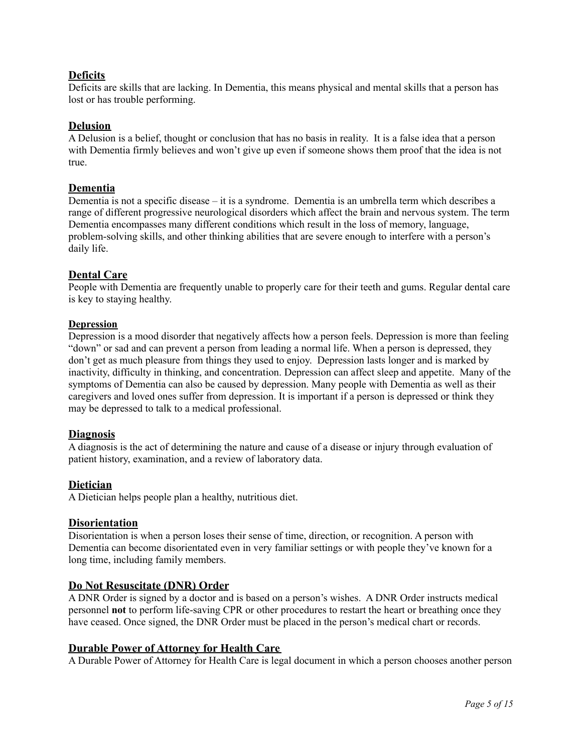## Deficits

Deficits are skills that are lacking. In Dementia, this means physical and mental skills that a person has lost or has trouble performing.

## Delusion

A Delusion is a belief, thought or conclusion that has no basis in reality. It is a false idea that a person with Dementia firmly believes and won't give up even if someone shows them proof that the idea is not true.

## Dementia

Dementia is not a specific disease – it is a syndrome. Dementia is an umbrella term which describes a range of different progressive neurological disorders which affect the brain and nervous system. The term Dementia encompasses many different conditions which result in the loss of memory, language, problem-solving skills, and other thinking abilities that are severe enough to interfere with a person's daily life.

## Dental Care

People with Dementia are frequently unable to properly care for their teeth and gums. Regular dental care is key to staying healthy.

### Depression

Depression is a mood disorder that negatively affects how a person feels. Depression is more than feeling "down" or sad and can prevent a person from leading a normal life. When a person is depressed, they don't get as much pleasure from things they used to enjoy. Depression lasts longer and is marked by inactivity, difficulty in thinking, and concentration. Depression can affect sleep and appetite. Many of the symptoms of Dementia can also be caused by depression. Many people with Dementia as well as their caregivers and loved ones suffer from depression. It is important if a person is depressed or think they may be depressed to talk to a medical professional.

## Diagnosis

A diagnosis is the act of determining the nature and cause of a disease or injury through evaluation of patient history, examination, and a review of laboratory data.

## Dietician

A Dietician helps people plan a healthy, nutritious diet.

## Disorientation

Disorientation is when a person loses their sense of time, direction, or recognition. A person with Dementia can become disorientated even in very familiar settings or with people they've known for a long time, including family members.

## Do Not Resuscitate (DNR) Order

A DNR Order is signed by a doctor and is based on a person's wishes. A DNR Order instructs medical personnel **not** to perform life-saving CPR or other procedures to restart the heart or breathing once they have ceased. Once signed, the DNR Order must be placed in the person's medical chart or records.

## Durable Power of Attorney for Health Care

A Durable Power of Attorney for Health Care is legal document in which a person chooses another person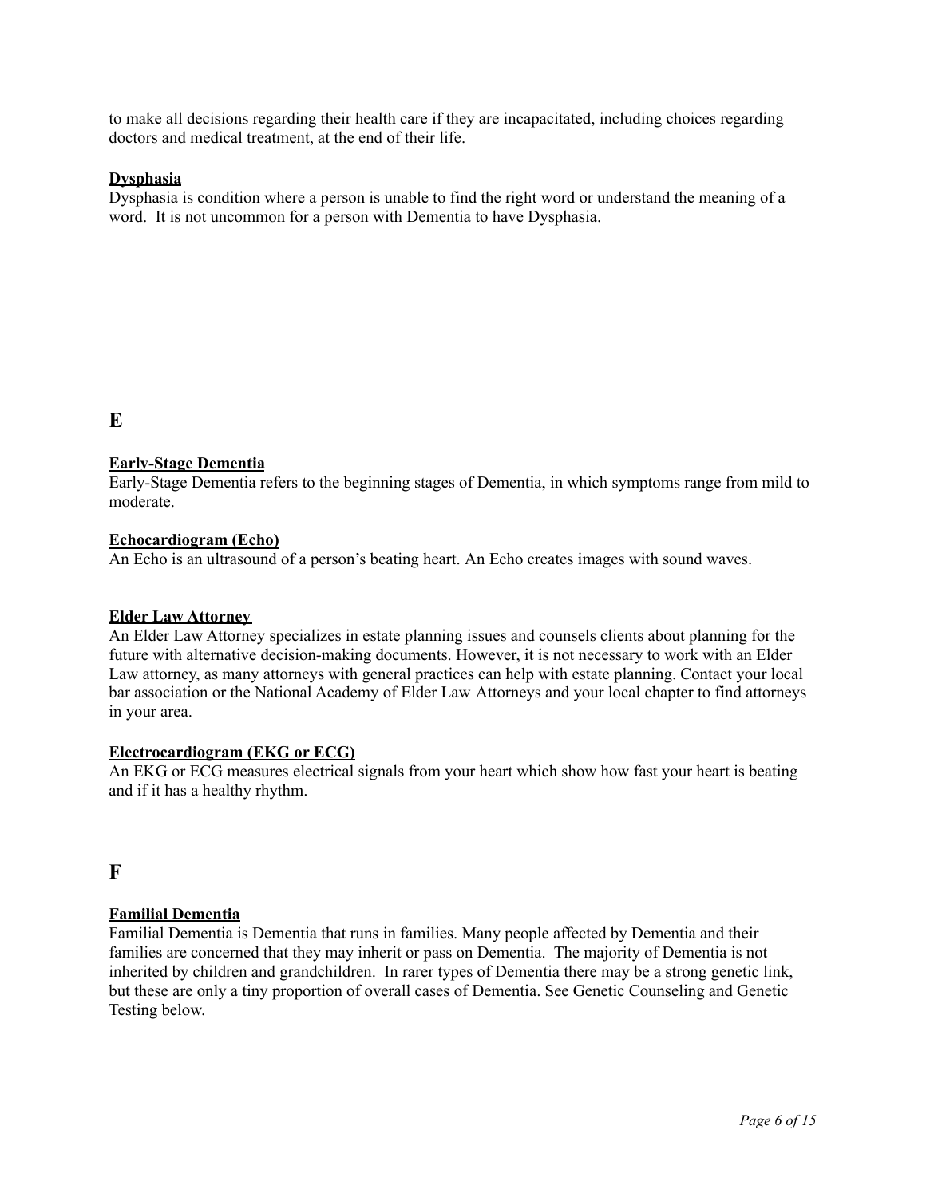to make all decisions regarding their health care if they are incapacitated, including choices regarding doctors and medical treatment, at the end of their life.

**Dysphasia**

Dysphasia is condition where a person is unable to find the right word or understand the meaning of a word. It is not uncommon for a person with Dementia to have Dysphasia.

## E

**Early-Stage Dementia**

Early-Stage Dementia refers to the beginning stages of Dementia, in which symptoms range from mild to moderate.

**Echocardiogram (Echo)**

An Echo is an ultrasound of a person's beating heart. An Echo creates images with sound waves.

**Elder Law Attorney**

An Elder Law Attorney specializes in estate planning issues and counsels clients about planning for the future with alternative decision-making documents. However, it is not necessary to work with an Elder Law attorney, as many attorneys with general practices can help with estate planning. Contact your local bar association or the National Academy of Elder Law Attorneys and your local chapter to find attorneys in your area.

**Electrocardiogram (EKG or ECG)**

An EKG or ECG measures electrical signals from your heart which show how fast your heart is beating and if it has a healthy rhythm.

## F

**Familial Dementia**

Familial Dementia is Dementia that runs in families. Many people affected by Dementia and their families are concerned that they may inherit or pass on Dementia. The majority of Dementia is not inherited by children and grandchildren. In rarer types of Dementia there may be a strong genetic link, but these are only a tiny proportion of overall cases of Dementia. See Genetic Counseling and Genetic Testing below.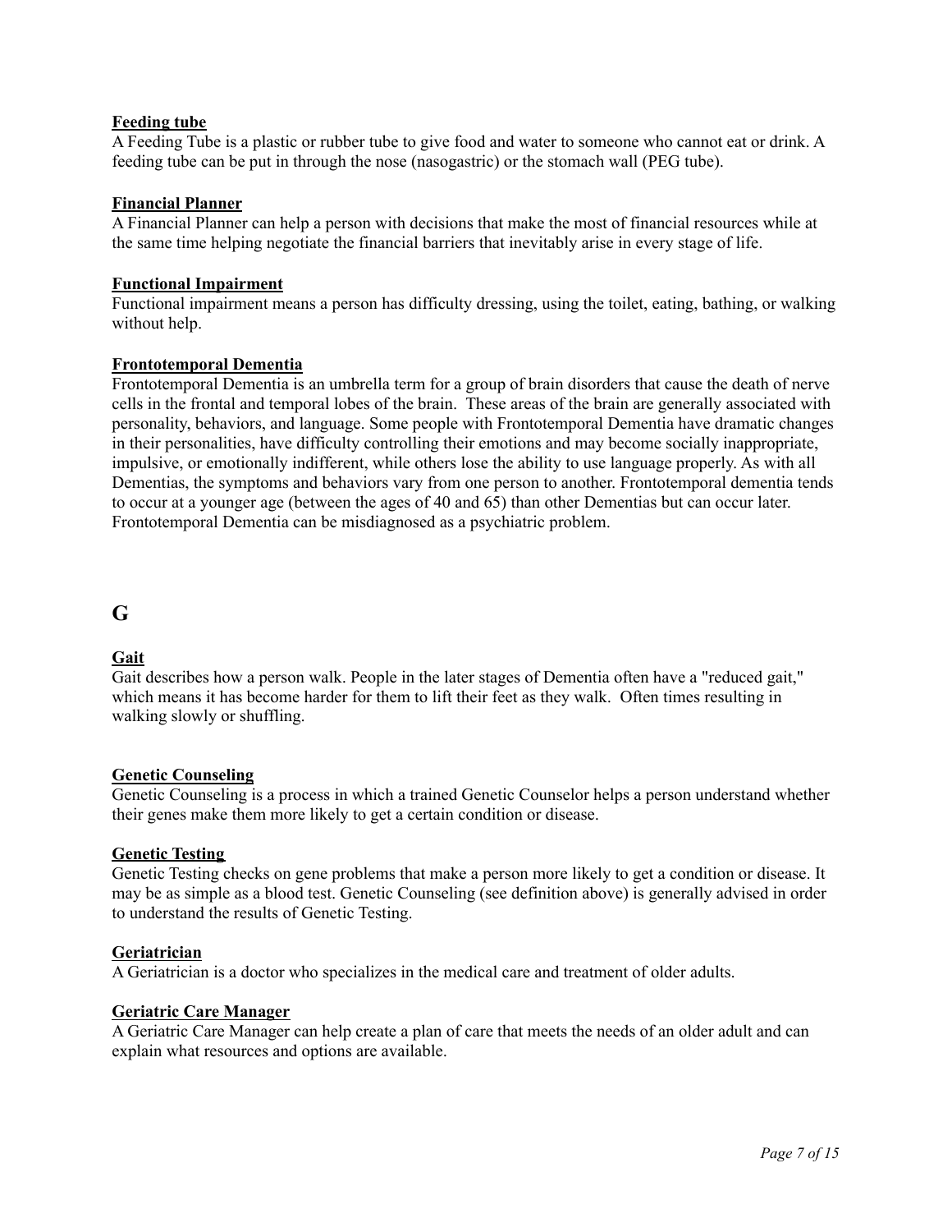**Feeding tube**
A Feeding Tube is a plastic or rubber tube to give food and water to someone who cannot eat or drink. A feeding tube can be put in through the nose (nasogastric) or the stomach wall (PEG tube).

**Financial Planner**
A Financial Planner can help a person with decisions that make the most of financial resources while at the same time helping negotiate the financial barriers that inevitably arise in every stage of life.

**Functional Impairment**
Functional impairment means a person has difficulty dressing, using the toilet, eating, bathing, or walking without help.

**Frontotemporal Dementia**
Frontotemporal Dementia is an umbrella term for a group of brain disorders that cause the death of nerve cells in the frontal and temporal lobes of the brain. These areas of the brain are generally associated with personality, behaviors, and language. Some people with Frontotemporal Dementia have dramatic changes in their personalities, have difficulty controlling their emotions and may become socially inappropriate, impulsive, or emotionally indifferent, while others lose the ability to use language properly. As with all Dementias, the symptoms and behaviors vary from one person to another. Frontotemporal dementia tends to occur at a younger age (between the ages of 40 and 65) than other Dementias but can occur later. Frontotemporal Dementia can be misdiagnosed as a psychiatric problem.

## G

**Gait**
Gait describes how a person walk. People in the later stages of Dementia often have a "reduced gait," which means it has become harder for them to lift their feet as they walk. Often times resulting in walking slowly or shuffling.

**Genetic Counseling**
Genetic Counseling is a process in which a trained Genetic Counselor helps a person understand whether their genes make them more likely to get a certain condition or disease.

**Genetic Testing**
Genetic Testing checks on gene problems that make a person more likely to get a condition or disease. It may be as simple as a blood test. Genetic Counseling (see definition above) is generally advised in order to understand the results of Genetic Testing.

**Geriatrician**
A Geriatrician is a doctor who specializes in the medical care and treatment of older adults.

**Geriatric Care Manager**
A Geriatric Care Manager can help create a plan of care that meets the needs of an older adult and can explain what resources and options are available.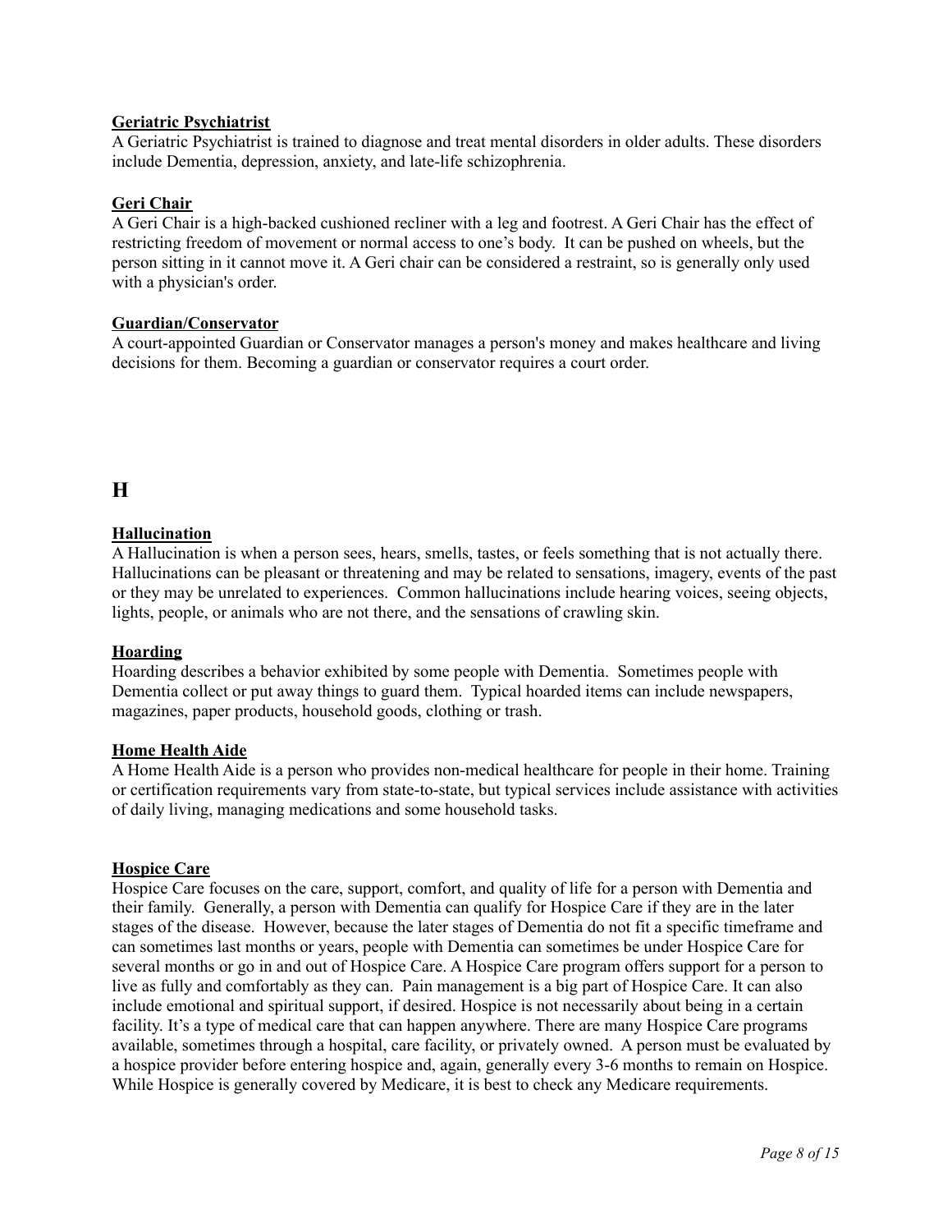**Geriatric Psychiatrist**

A Geriatric Psychiatrist is trained to diagnose and treat mental disorders in older adults. These disorders include Dementia, depression, anxiety, and late-life schizophrenia.

**Geri Chair**

A Geri Chair is a high-backed cushioned recliner with a leg and footrest. A Geri Chair has the effect of restricting freedom of movement or normal access to one's body. It can be pushed on wheels, but the person sitting in it cannot move it. A Geri chair can be considered a restraint, so is generally only used with a physician's order.

**Guardian/Conservator**

A court-appointed Guardian or Conservator manages a person's money and makes healthcare and living decisions for them. Becoming a guardian or conservator requires a court order.

## H

**Hallucination**

A Hallucination is when a person sees, hears, smells, tastes, or feels something that is not actually there. Hallucinations can be pleasant or threatening and may be related to sensations, imagery, events of the past or they may be unrelated to experiences. Common hallucinations include hearing voices, seeing objects, lights, people, or animals who are not there, and the sensations of crawling skin.

**Hoarding**

Hoarding describes a behavior exhibited by some people with Dementia. Sometimes people with Dementia collect or put away things to guard them. Typical hoarded items can include newspapers, magazines, paper products, household goods, clothing or trash.

**Home Health Aide**

A Home Health Aide is a person who provides non-medical healthcare for people in their home. Training or certification requirements vary from state-to-state, but typical services include assistance with activities of daily living, managing medications and some household tasks.

**Hospice Care**

Hospice Care focuses on the care, support, comfort, and quality of life for a person with Dementia and their family. Generally, a person with Dementia can qualify for Hospice Care if they are in the later stages of the disease. However, because the later stages of Dementia do not fit a specific timeframe and can sometimes last months or years, people with Dementia can sometimes be under Hospice Care for several months or go in and out of Hospice Care. A Hospice Care program offers support for a person to live as fully and comfortably as they can. Pain management is a big part of Hospice Care. It can also include emotional and spiritual support, if desired. Hospice is not necessarily about being in a certain facility. It's a type of medical care that can happen anywhere. There are many Hospice Care programs available, sometimes through a hospital, care facility, or privately owned. A person must be evaluated by a hospice provider before entering hospice and, again, generally every 3-6 months to remain on Hospice. While Hospice is generally covered by Medicare, it is best to check any Medicare requirements.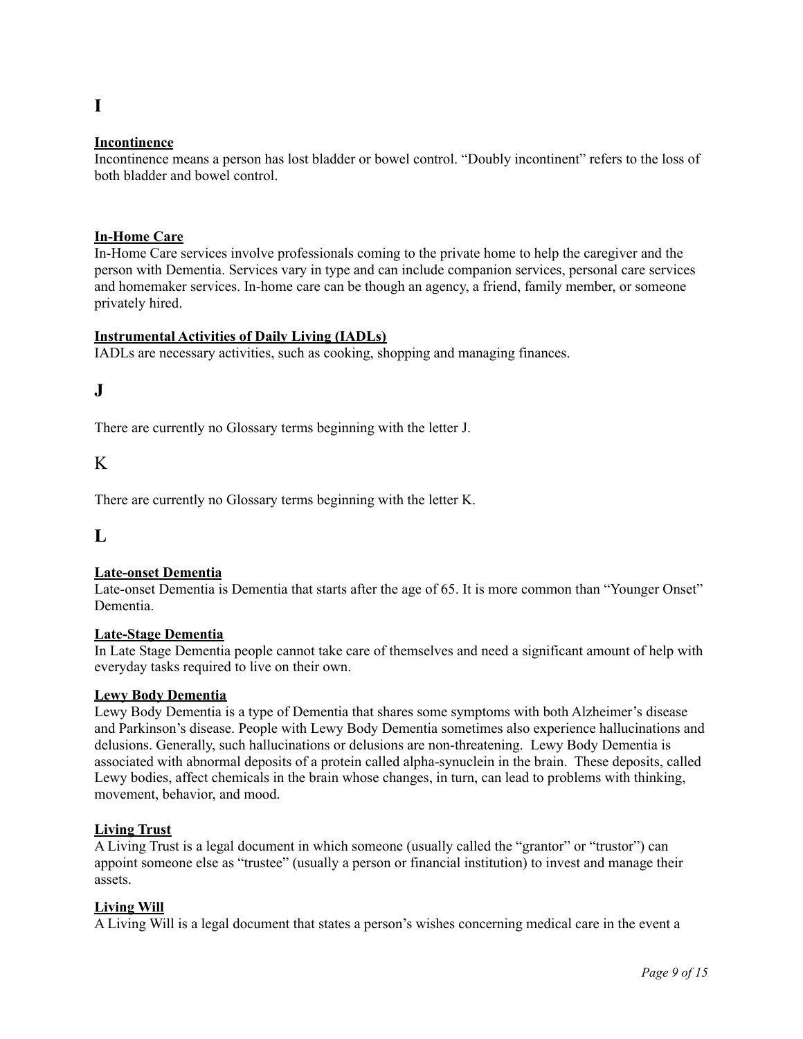# I

### Incontinence

Incontinence means a person has lost bladder or bowel control. “Doubly incontinent” refers to the loss of both bladder and bowel control.

### In-Home Care

In-Home Care services involve professionals coming to the private home to help the caregiver and the person with Dementia. Services vary in type and can include companion services, personal care services and homemaker services. In-home care can be though an agency, a friend, family member, or someone privately hired.

### Instrumental Activities of Daily Living (IADLs)

IADLs are necessary activities, such as cooking, shopping and managing finances.

# J

There are currently no Glossary terms beginning with the letter J.

# K

There are currently no Glossary terms beginning with the letter K.

# L

### Late-onset Dementia

Late-onset Dementia is Dementia that starts after the age of 65. It is more common than “Younger Onset” Dementia.

### Late-Stage Dementia

In Late Stage Dementia people cannot take care of themselves and need a significant amount of help with everyday tasks required to live on their own.

### Lewy Body Dementia

Lewy Body Dementia is a type of Dementia that shares some symptoms with both Alzheimer’s disease and Parkinson’s disease. People with Lewy Body Dementia sometimes also experience hallucinations and delusions. Generally, such hallucinations or delusions are non-threatening. Lewy Body Dementia is associated with abnormal deposits of a protein called alpha-synuclein in the brain. These deposits, called Lewy bodies, affect chemicals in the brain whose changes, in turn, can lead to problems with thinking, movement, behavior, and mood.

### Living Trust

A Living Trust is a legal document in which someone (usually called the “grantor” or “trustor”) can appoint someone else as “trustee” (usually a person or financial institution) to invest and manage their assets.

### Living Will

A Living Will is a legal document that states a person’s wishes concerning medical care in the event a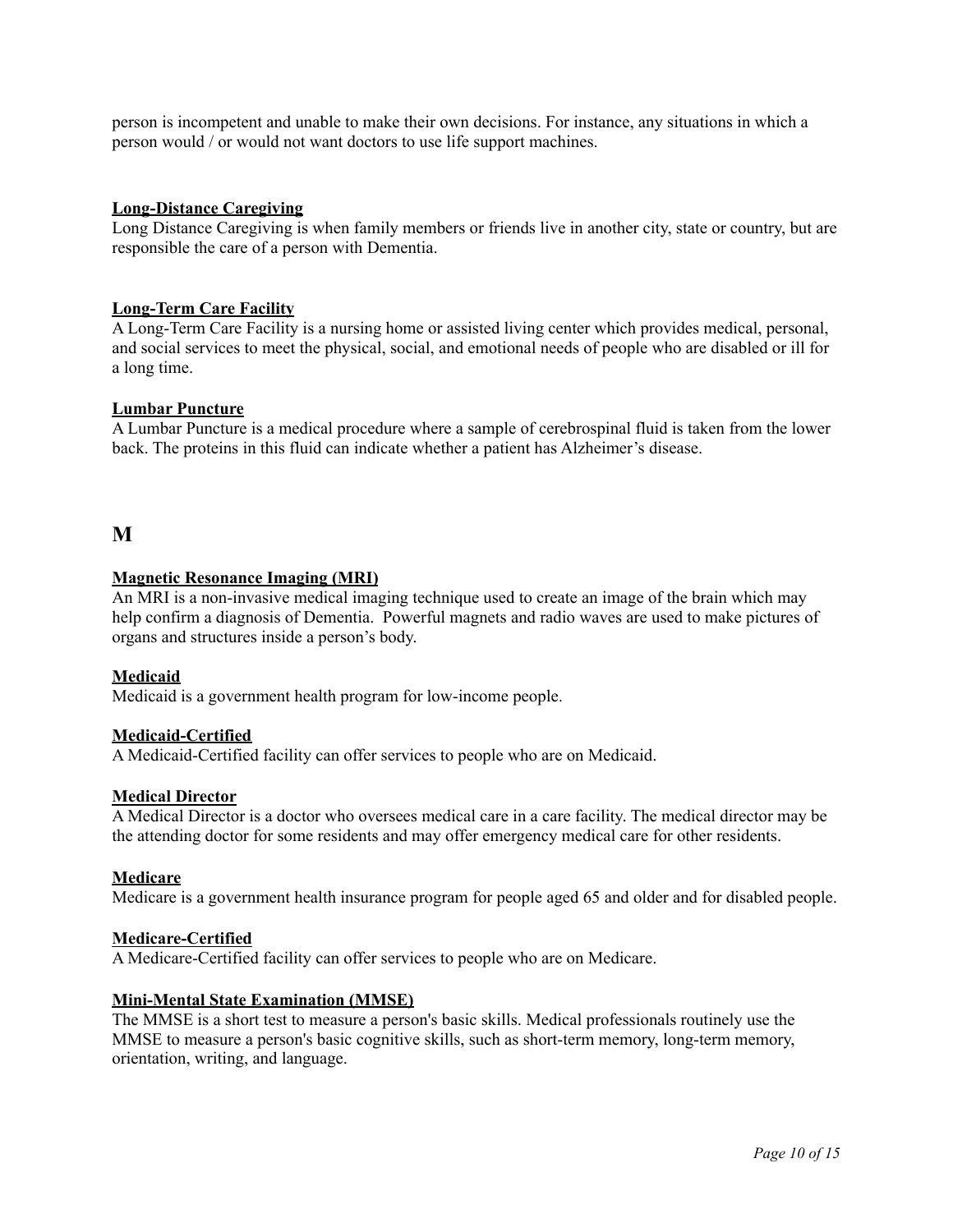person is incompetent and unable to make their own decisions. For instance, any situations in which a person would / or would not want doctors to use life support machines.

**Long-Distance Caregiving**
Long Distance Caregiving is when family members or friends live in another city, state or country, but are responsible the care of a person with Dementia.

**Long-Term Care Facility**
A Long-Term Care Facility is a nursing home or assisted living center which provides medical, personal, and social services to meet the physical, social, and emotional needs of people who are disabled or ill for a long time.

**Lumbar Puncture**
A Lumbar Puncture is a medical procedure where a sample of cerebrospinal fluid is taken from the lower back. The proteins in this fluid can indicate whether a patient has Alzheimer's disease.

## M

**Magnetic Resonance Imaging (MRI)**
An MRI is a non-invasive medical imaging technique used to create an image of the brain which may help confirm a diagnosis of Dementia. Powerful magnets and radio waves are used to make pictures of organs and structures inside a person's body.

**Medicaid**
Medicaid is a government health program for low-income people.

**Medicaid-Certified**
A Medicaid-Certified facility can offer services to people who are on Medicaid.

**Medical Director**
A Medical Director is a doctor who oversees medical care in a care facility. The medical director may be the attending doctor for some residents and may offer emergency medical care for other residents.

**Medicare**
Medicare is a government health insurance program for people aged 65 and older and for disabled people.

**Medicare-Certified**
A Medicare-Certified facility can offer services to people who are on Medicare.

**Mini-Mental State Examination (MMSE)**
The MMSE is a short test to measure a person's basic skills. Medical professionals routinely use the MMSE to measure a person's basic cognitive skills, such as short-term memory, long-term memory, orientation, writing, and language.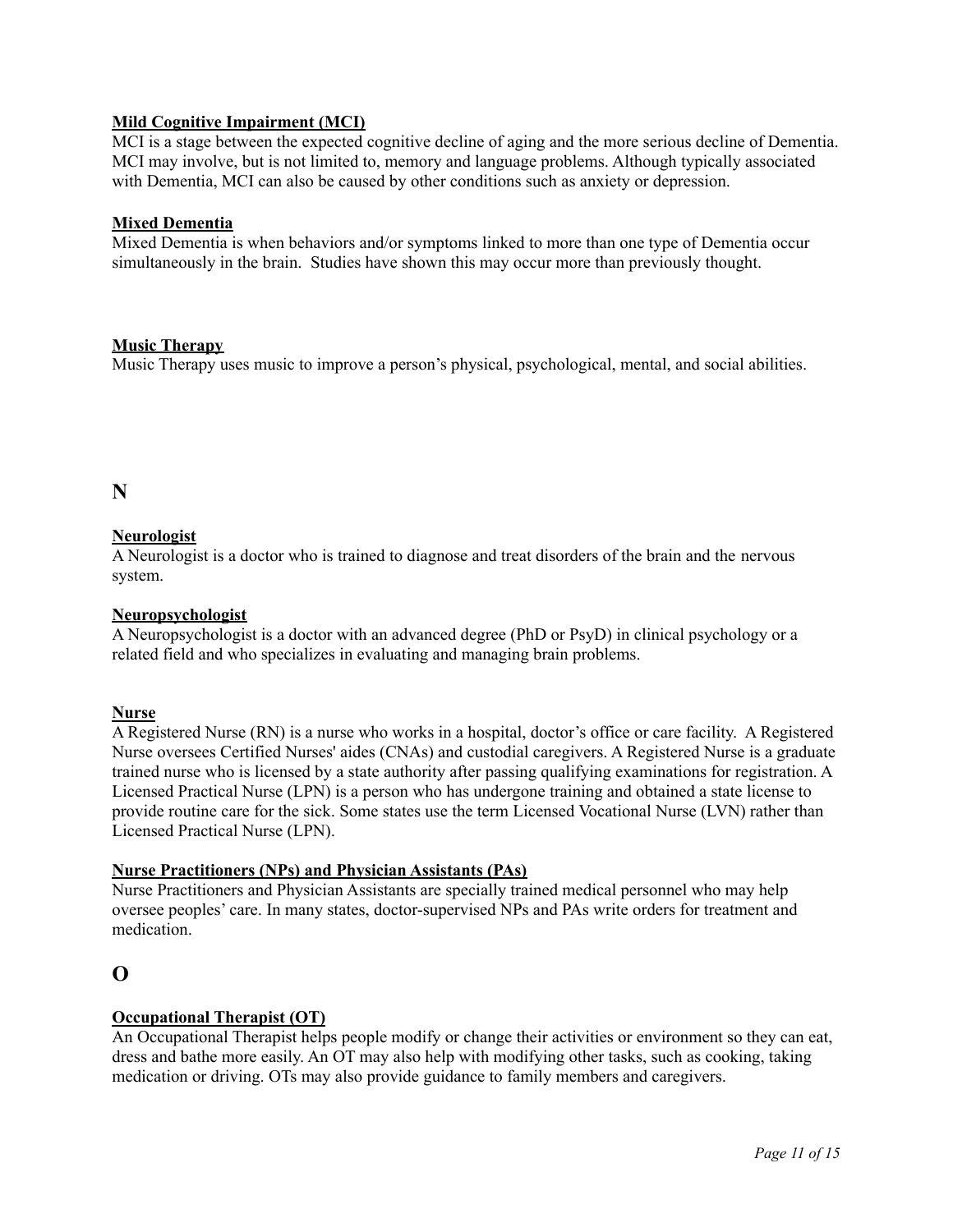**Mild Cognitive Impairment (MCI)**
MCI is a stage between the expected cognitive decline of aging and the more serious decline of Dementia. MCI may involve, but is not limited to, memory and language problems. Although typically associated with Dementia, MCI can also be caused by other conditions such as anxiety or depression.

**Mixed Dementia**
Mixed Dementia is when behaviors and/or symptoms linked to more than one type of Dementia occur simultaneously in the brain. Studies have shown this may occur more than previously thought.

**Music Therapy**
Music Therapy uses music to improve a person's physical, psychological, mental, and social abilities.

## N

**Neurologist**
A Neurologist is a doctor who is trained to diagnose and treat disorders of the brain and the nervous system.

**Neuropsychologist**
A Neuropsychologist is a doctor with an advanced degree (PhD or PsyD) in clinical psychology or a related field and who specializes in evaluating and managing brain problems.

**Nurse**
A Registered Nurse (RN) is a nurse who works in a hospital, doctor's office or care facility. A Registered Nurse oversees Certified Nurses' aides (CNAs) and custodial caregivers. A Registered Nurse is a graduate trained nurse who is licensed by a state authority after passing qualifying examinations for registration. A Licensed Practical Nurse (LPN) is a person who has undergone training and obtained a state license to provide routine care for the sick. Some states use the term Licensed Vocational Nurse (LVN) rather than Licensed Practical Nurse (LPN).

**Nurse Practitioners (NPs) and Physician Assistants (PAs)**
Nurse Practitioners and Physician Assistants are specially trained medical personnel who may help oversee peoples' care. In many states, doctor-supervised NPs and PAs write orders for treatment and medication.

## O

**Occupational Therapist (OT)**
An Occupational Therapist helps people modify or change their activities or environment so they can eat, dress and bathe more easily. An OT may also help with modifying other tasks, such as cooking, taking medication or driving. OTs may also provide guidance to family members and caregivers.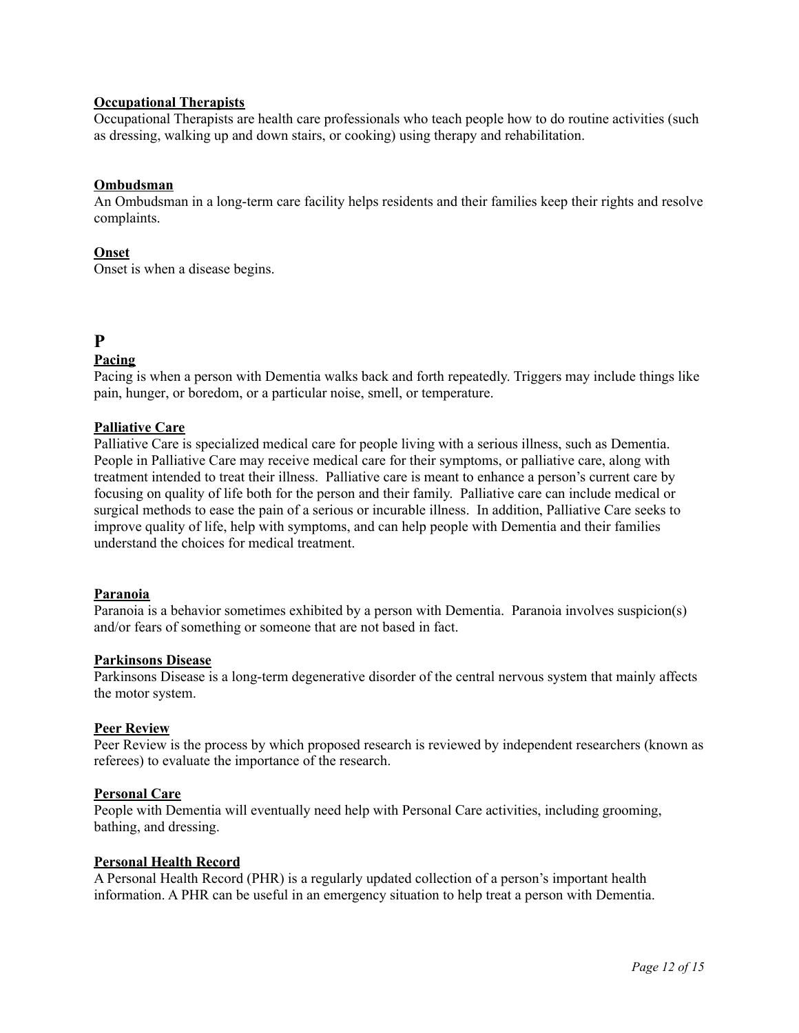**Occupational Therapists**

Occupational Therapists are health care professionals who teach people how to do routine activities (such as dressing, walking up and down stairs, or cooking) using therapy and rehabilitation.

**Ombudsman**

An Ombudsman in a long-term care facility helps residents and their families keep their rights and resolve complaints.

**Onset**

Onset is when a disease begins.

# P

**Pacing**

Pacing is when a person with Dementia walks back and forth repeatedly. Triggers may include things like pain, hunger, or boredom, or a particular noise, smell, or temperature.

**Palliative Care**

Palliative Care is specialized medical care for people living with a serious illness, such as Dementia. People in Palliative Care may receive medical care for their symptoms, or palliative care, along with treatment intended to treat their illness. Palliative care is meant to enhance a person's current care by focusing on quality of life both for the person and their family. Palliative care can include medical or surgical methods to ease the pain of a serious or incurable illness. In addition, Palliative Care seeks to improve quality of life, help with symptoms, and can help people with Dementia and their families understand the choices for medical treatment.

**Paranoia**

Paranoia is a behavior sometimes exhibited by a person with Dementia. Paranoia involves suspicion(s) and/or fears of something or someone that are not based in fact.

**Parkinsons Disease**

Parkinsons Disease is a long-term degenerative disorder of the central nervous system that mainly affects the motor system.

**Peer Review**

Peer Review is the process by which proposed research is reviewed by independent researchers (known as referees) to evaluate the importance of the research.

**Personal Care**

People with Dementia will eventually need help with Personal Care activities, including grooming, bathing, and dressing.

**Personal Health Record**

A Personal Health Record (PHR) is a regularly updated collection of a person's important health information. A PHR can be useful in an emergency situation to help treat a person with Dementia.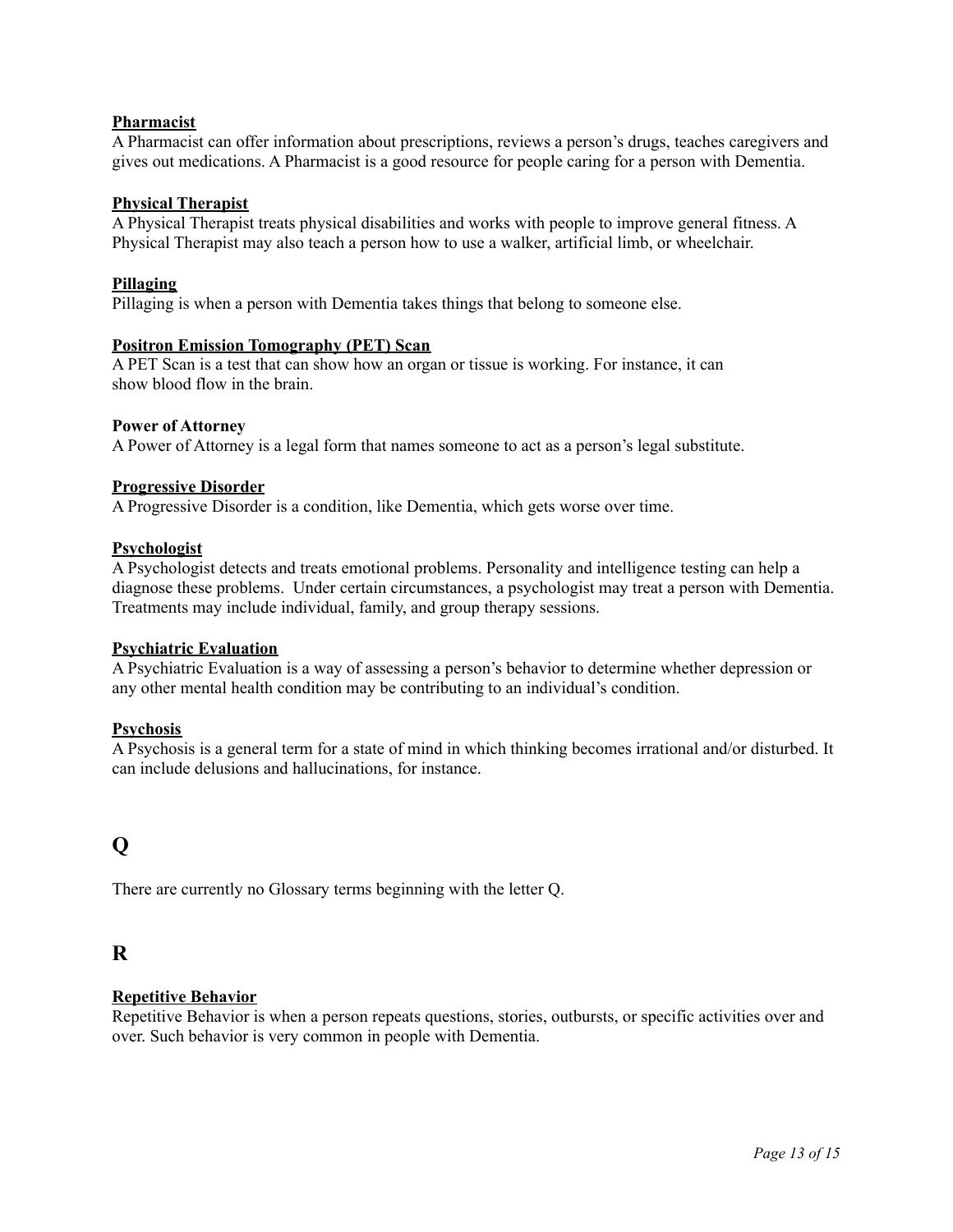**Pharmacist**
A Pharmacist can offer information about prescriptions, reviews a person's drugs, teaches caregivers and gives out medications. A Pharmacist is a good resource for people caring for a person with Dementia.

**Physical Therapist**
A Physical Therapist treats physical disabilities and works with people to improve general fitness. A Physical Therapist may also teach a person how to use a walker, artificial limb, or wheelchair.

**Pillaging**
Pillaging is when a person with Dementia takes things that belong to someone else.

**Positron Emission Tomography (PET) Scan**
A PET Scan is a test that can show how an organ or tissue is working. For instance, it can show blood flow in the brain.

**Power of Attorney**
A Power of Attorney is a legal form that names someone to act as a person's legal substitute.

**Progressive Disorder**
A Progressive Disorder is a condition, like Dementia, which gets worse over time.

**Psychologist**
A Psychologist detects and treats emotional problems. Personality and intelligence testing can help a diagnose these problems. Under certain circumstances, a psychologist may treat a person with Dementia. Treatments may include individual, family, and group therapy sessions.

**Psychiatric Evaluation**
A Psychiatric Evaluation is a way of assessing a person's behavior to determine whether depression or any other mental health condition may be contributing to an individual's condition.

**Psychosis**
A Psychosis is a general term for a state of mind in which thinking becomes irrational and/or disturbed. It can include delusions and hallucinations, for instance.

## Q

There are currently no Glossary terms beginning with the letter Q.

## R

**Repetitive Behavior**
Repetitive Behavior is when a person repeats questions, stories, outbursts, or specific activities over and over. Such behavior is very common in people with Dementia.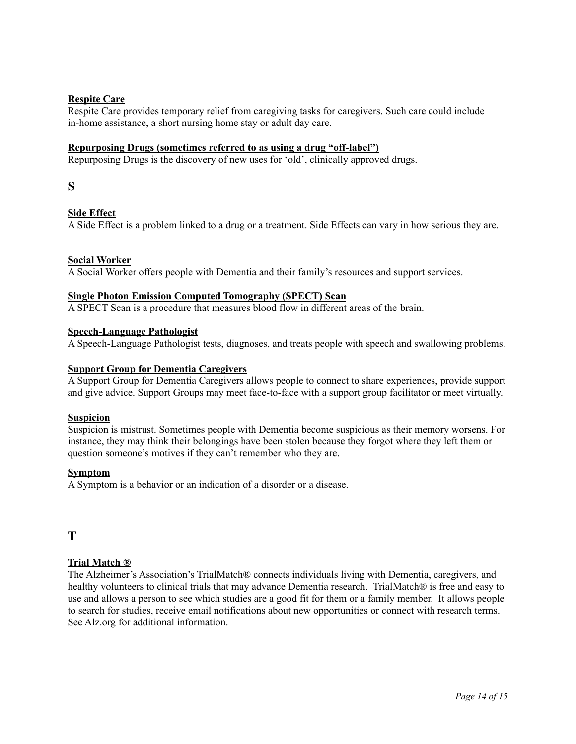**Respite Care**

Respite Care provides temporary relief from caregiving tasks for caregivers. Such care could include in-home assistance, a short nursing home stay or adult day care.

**Repurposing Drugs (sometimes referred to as using a drug "off-label")**

Repurposing Drugs is the discovery of new uses for 'old', clinically approved drugs.

## S

**Side Effect**

A Side Effect is a problem linked to a drug or a treatment. Side Effects can vary in how serious they are.

**Social Worker**

A Social Worker offers people with Dementia and their family's resources and support services.

**Single Photon Emission Computed Tomography (SPECT) Scan**

A SPECT Scan is a procedure that measures blood flow in different areas of the brain.

**Speech-Language Pathologist**

A Speech-Language Pathologist tests, diagnoses, and treats people with speech and swallowing problems.

**Support Group for Dementia Caregivers**

A Support Group for Dementia Caregivers allows people to connect to share experiences, provide support and give advice. Support Groups may meet face-to-face with a support group facilitator or meet virtually.

**Suspicion**

Suspicion is mistrust. Sometimes people with Dementia become suspicious as their memory worsens. For instance, they may think their belongings have been stolen because they forgot where they left them or question someone's motives if they can't remember who they are.

**Symptom**

A Symptom is a behavior or an indication of a disorder or a disease.

## T

**Trial Match ®**

The Alzheimer's Association's TrialMatch® connects individuals living with Dementia, caregivers, and healthy volunteers to clinical trials that may advance Dementia research. TrialMatch® is free and easy to use and allows a person to see which studies are a good fit for them or a family member. It allows people to search for studies, receive email notifications about new opportunities or connect with research terms. See Alz.org for additional information.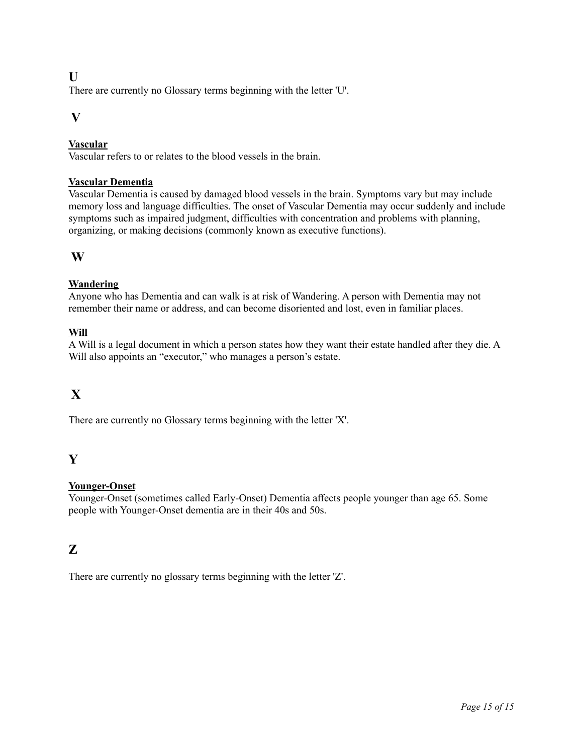## U

There are currently no Glossary terms beginning with the letter 'U'.

## V

**Vascular**

Vascular refers to or relates to the blood vessels in the brain.

**Vascular Dementia**

Vascular Dementia is caused by damaged blood vessels in the brain. Symptoms vary but may include memory loss and language difficulties. The onset of Vascular Dementia may occur suddenly and include symptoms such as impaired judgment, difficulties with concentration and problems with planning, organizing, or making decisions (commonly known as executive functions).

## W

**Wandering**

Anyone who has Dementia and can walk is at risk of Wandering. A person with Dementia may not remember their name or address, and can become disoriented and lost, even in familiar places.

**Will**

A Will is a legal document in which a person states how they want their estate handled after they die. A Will also appoints an "executor," who manages a person's estate.

## X

There are currently no Glossary terms beginning with the letter 'X'.

## Y

**Younger-Onset**

Younger-Onset (sometimes called Early-Onset) Dementia affects people younger than age 65. Some people with Younger-Onset dementia are in their 40s and 50s.

## Z

There are currently no glossary terms beginning with the letter 'Z'.